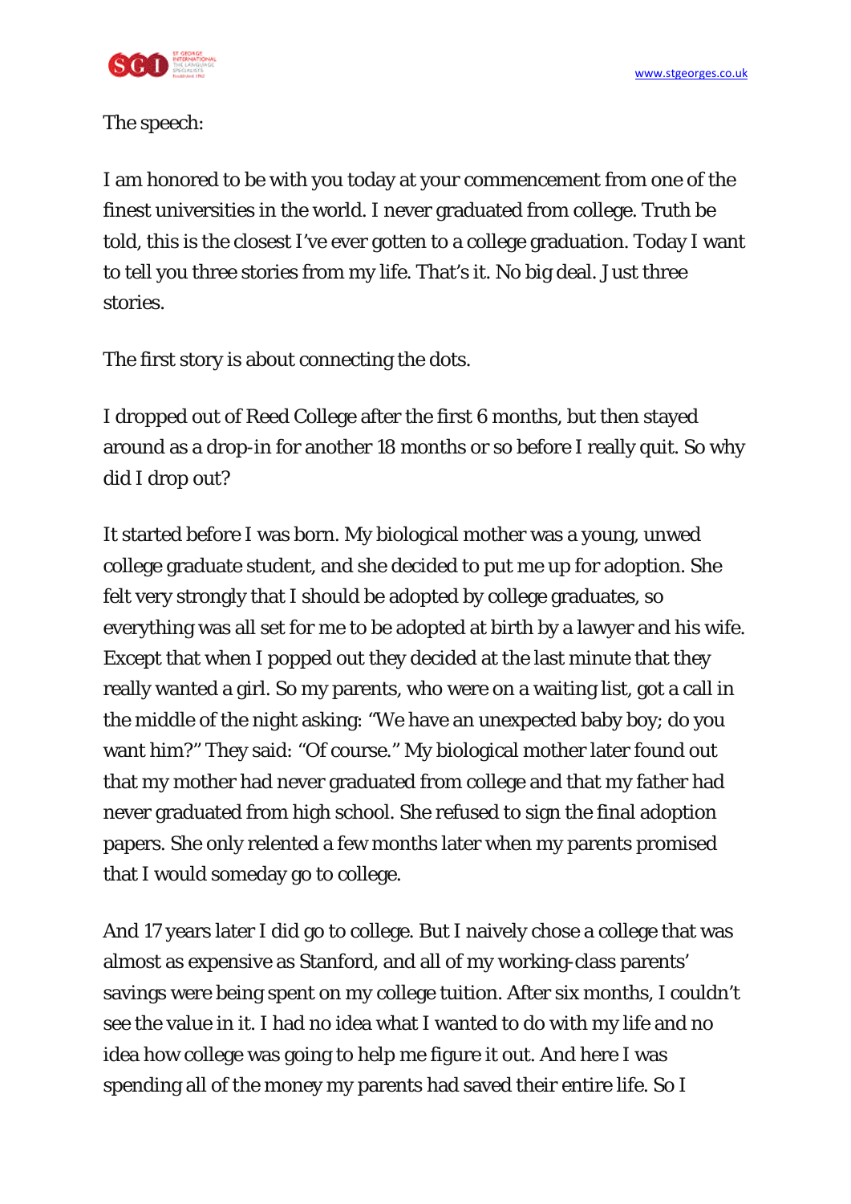The speech:

I am honored to be with you today at your commencement from one of the finest universities in the world. I never graduated from college. Truth be told, this is the closest I've ever gotten to a college graduation. Today I want to tell you three stories from my life. That's it. No big deal. Just three stories.

The first story is about connecting the dots.

I dropped out of Reed College after the first 6 months, but then stayed around as a drop-in for another 18 months or so before I really quit. So why did I drop out?

It started before I was born. My biological mother was a young, unwed college graduate student, and she decided to put me up for adoption. She felt very strongly that I should be adopted by college graduates, so everything was all set for me to be adopted at birth by a lawyer and his wife. Except that when I popped out they decided at the last minute that they really wanted a girl. So my parents, who were on a waiting list, got a call in the middle of the night asking: "We have an unexpected baby boy; do you want him?" They said: "Of course." My biological mother later found out that my mother had never graduated from college and that my father had never graduated from high school. She refused to sign the final adoption papers. She only relented a few months later when my parents promised that I would someday go to college.

And 17 years later I did go to college. But I naively chose a college that was almost as expensive as Stanford, and all of my working-class parents' savings were being spent on my college tuition. After six months, I couldn't see the value in it. I had no idea what I wanted to do with my life and no idea how college was going to help me figure it out. And here I was spending all of the money my parents had saved their entire life. So I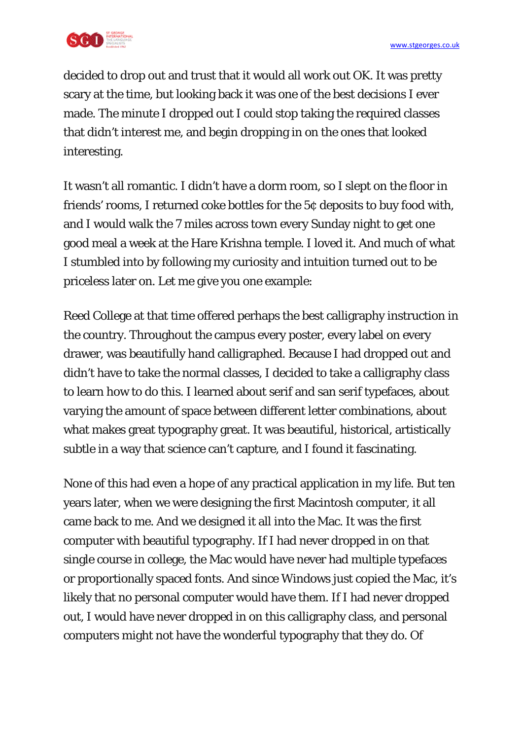decided to drop out and trust that it would all work out OK. It was pretty scary at the time, but looking back it was one of the best decisions I ever made. The minute I dropped out I could stop taking the required classes that didn't interest me, and begin dropping in on the ones that looked interesting.

It wasn't all romantic. I didn't have a dorm room, so I slept on the floor in friends' rooms, I returned coke bottles for the 5¢ deposits to buy food with, and I would walk the 7 miles across town every Sunday night to get one good meal a week at the Hare Krishna temple. I loved it. And much of what I stumbled into by following my curiosity and intuition turned out to be priceless later on. Let me give you one example:

Reed College at that time offered perhaps the best calligraphy instruction in the country. Throughout the campus every poster, every label on every drawer, was beautifully hand calligraphed. Because I had dropped out and didn't have to take the normal classes, I decided to take a calligraphy class to learn how to do this. I learned about serif and san serif typefaces, about varying the amount of space between different letter combinations, about what makes great typography great. It was beautiful, historical, artistically subtle in a way that science can't capture, and I found it fascinating.

None of this had even a hope of any practical application in my life. But ten years later, when we were designing the first Macintosh computer, it all came back to me. And we designed it all into the Mac. It was the first computer with beautiful typography. If I had never dropped in on that single course in college, the Mac would have never had multiple typefaces or proportionally spaced fonts. And since Windows just copied the Mac, it's likely that no personal computer would have them. If I had never dropped out, I would have never dropped in on this calligraphy class, and personal computers might not have the wonderful typography that they do. Of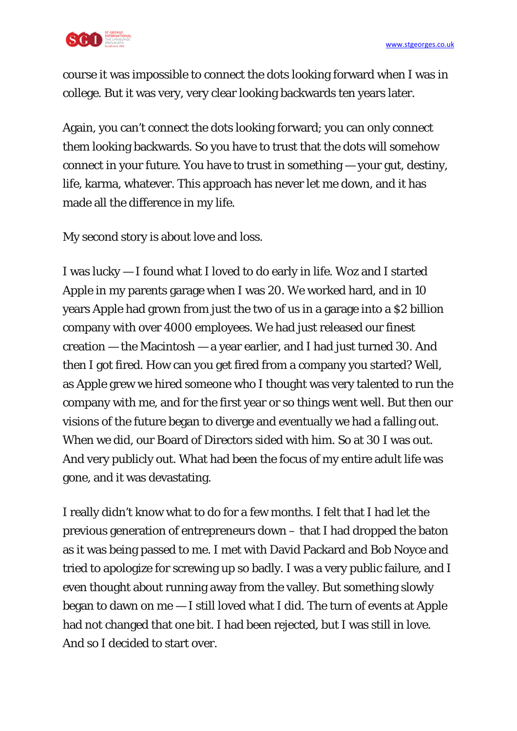course it was impossible to connect the dots looking forward when I was in college. But it was very, very clear looking backwards ten years later.

Again, you can't connect the dots looking forward; you can only connect them looking backwards. So you have to trust that the dots will somehow connect in your future. You have to trust in something — your gut, destiny, life, karma, whatever. This approach has never let me down, and it has made all the difference in my life.

My second story is about love and loss.

I was lucky — I found what I loved to do early in life. Woz and I started Apple in my parents garage when I was 20. We worked hard, and in 10 years Apple had grown from just the two of us in a garage into a $2 billion company with over 4000 employees. We had just released our finest creation — the Macintosh — a year earlier, and I had just turned 30. And then I got fired. How can you get fired from a company you started? Well, as Apple grew we hired someone who I thought was very talented to run the company with me, and for the first year or so things went well. But then our visions of the future began to diverge and eventually we had a falling out. When we did, our Board of Directors sided with him. So at 30 I was out. And very publicly out. What had been the focus of my entire adult life was gone, and it was devastating.

I really didn't know what to do for a few months. I felt that I had let the previous generation of entrepreneurs down – that I had dropped the baton as it was being passed to me. I met with David Packard and Bob Noyce and tried to apologize for screwing up so badly. I was a very public failure, and I even thought about running away from the valley. But something slowly began to dawn on me — I still loved what I did. The turn of events at Apple had not changed that one bit. I had been rejected, but I was still in love. And so I decided to start over.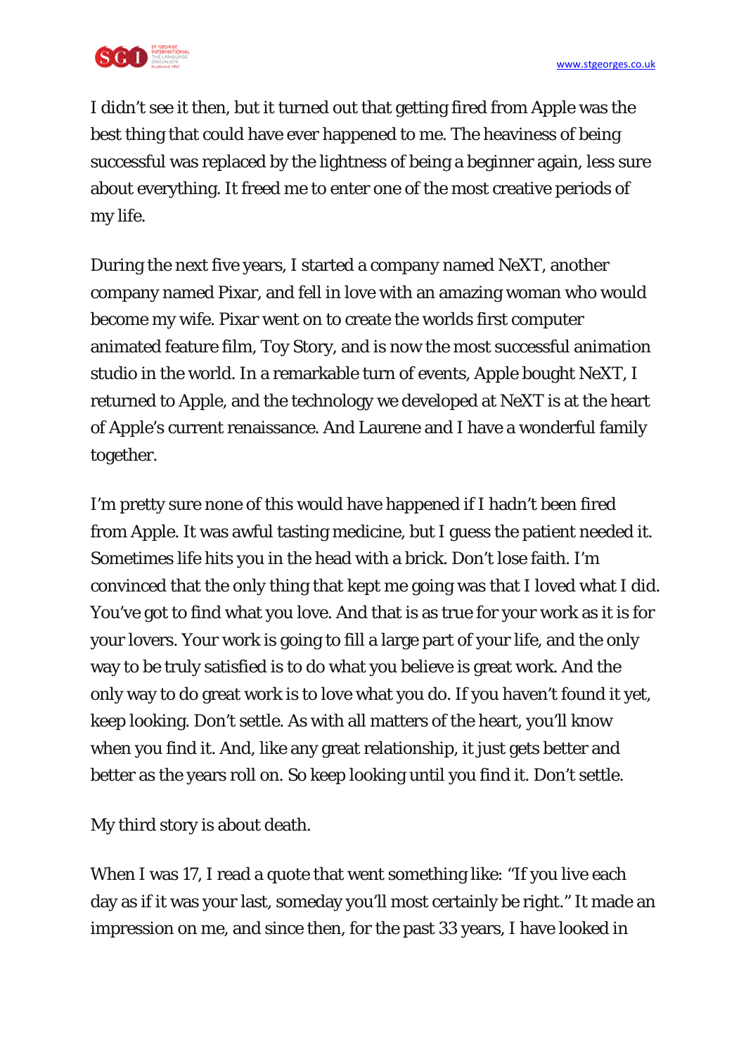I didn't see it then, but it turned out that getting fired from Apple was the best thing that could have ever happened to me. The heaviness of being successful was replaced by the lightness of being a beginner again, less sure about everything. It freed me to enter one of the most creative periods of my life.

During the next five years, I started a company named NeXT, another company named Pixar, and fell in love with an amazing woman who would become my wife. Pixar went on to create the worlds first computer animated feature film, Toy Story, and is now the most successful animation studio in the world. In a remarkable turn of events, Apple bought NeXT, I returned to Apple, and the technology we developed at NeXT is at the heart of Apple's current renaissance. And Laurene and I have a wonderful family together.

I'm pretty sure none of this would have happened if I hadn't been fired from Apple. It was awful tasting medicine, but I guess the patient needed it. Sometimes life hits you in the head with a brick. Don't lose faith. I'm convinced that the only thing that kept me going was that I loved what I did. You've got to find what you love. And that is as true for your work as it is for your lovers. Your work is going to fill a large part of your life, and the only way to be truly satisfied is to do what you believe is great work. And the only way to do great work is to love what you do. If you haven't found it yet, keep looking. Don't settle. As with all matters of the heart, you'll know when you find it. And, like any great relationship, it just gets better and better as the years roll on. So keep looking until you find it. Don't settle.

My third story is about death.

When I was 17, I read a quote that went something like: "If you live each day as if it was your last, someday you'll most certainly be right." It made an impression on me, and since then, for the past 33 years, I have looked in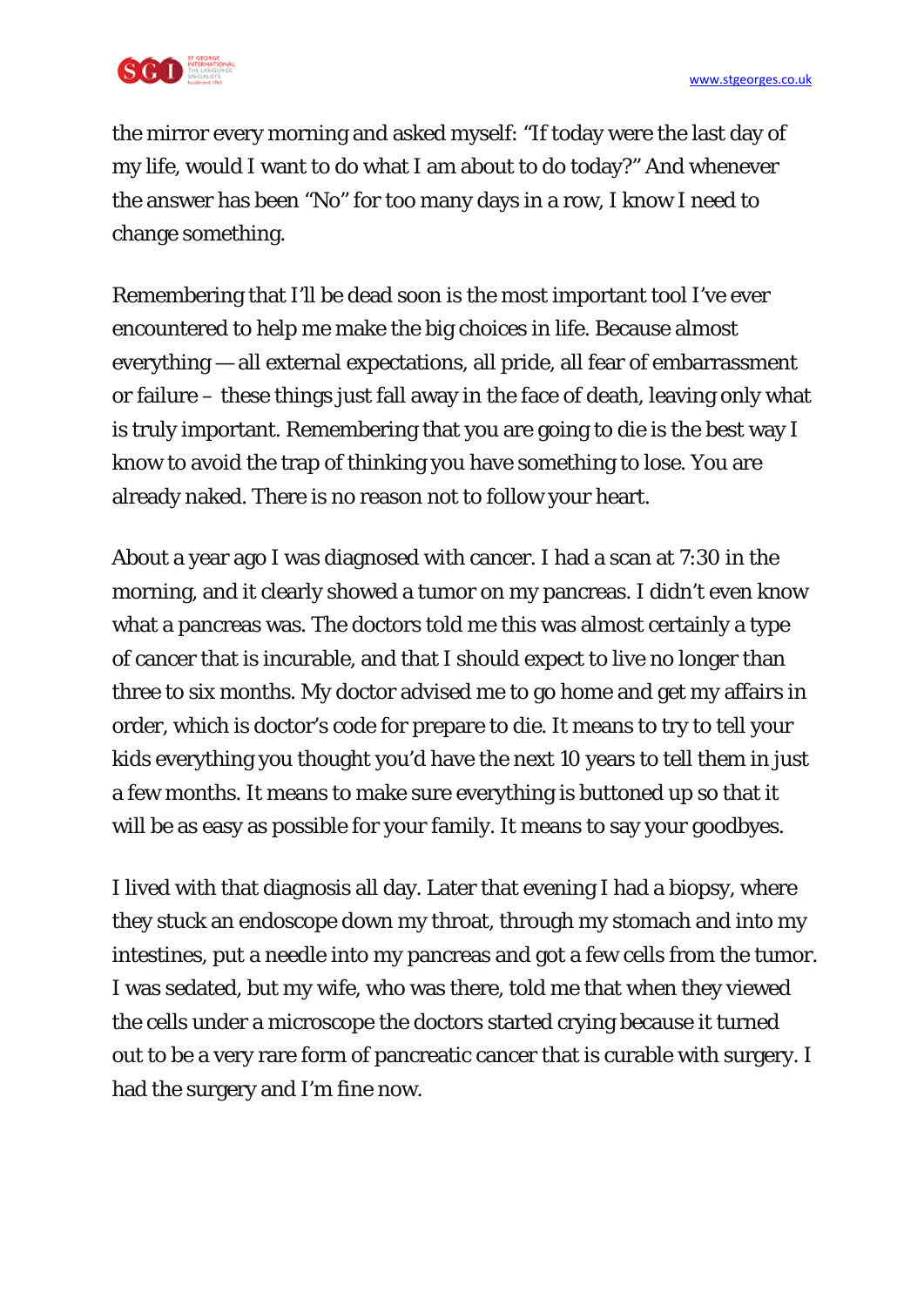the mirror every morning and asked myself: "If today were the last day of my life, would I want to do what I am about to do today?" And whenever the answer has been "No" for too many days in a row, I know I need to change something.

Remembering that I'll be dead soon is the most important tool I've ever encountered to help me make the big choices in life. Because almost everything — all external expectations, all pride, all fear of embarrassment or failure – these things just fall away in the face of death, leaving only what is truly important. Remembering that you are going to die is the best way I know to avoid the trap of thinking you have something to lose. You are already naked. There is no reason not to follow your heart.

About a year ago I was diagnosed with cancer. I had a scan at 7:30 in the morning, and it clearly showed a tumor on my pancreas. I didn't even know what a pancreas was. The doctors told me this was almost certainly a type of cancer that is incurable, and that I should expect to live no longer than three to six months. My doctor advised me to go home and get my affairs in order, which is doctor's code for prepare to die. It means to try to tell your kids everything you thought you'd have the next 10 years to tell them in just a few months. It means to make sure everything is buttoned up so that it will be as easy as possible for your family. It means to say your goodbyes.

I lived with that diagnosis all day. Later that evening I had a biopsy, where they stuck an endoscope down my throat, through my stomach and into my intestines, put a needle into my pancreas and got a few cells from the tumor. I was sedated, but my wife, who was there, told me that when they viewed the cells under a microscope the doctors started crying because it turned out to be a very rare form of pancreatic cancer that is curable with surgery. I had the surgery and I'm fine now.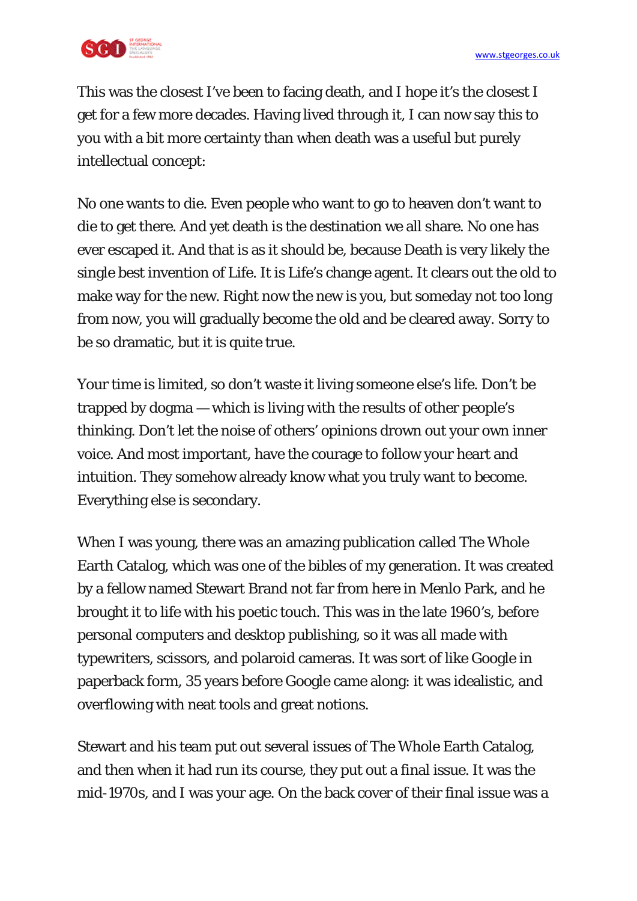This was the closest I've been to facing death, and I hope it's the closest I get for a few more decades. Having lived through it, I can now say this to you with a bit more certainty than when death was a useful but purely intellectual concept:

No one wants to die. Even people who want to go to heaven don't want to die to get there. And yet death is the destination we all share. No one has ever escaped it. And that is as it should be, because Death is very likely the single best invention of Life. It is Life's change agent. It clears out the old to make way for the new. Right now the new is you, but someday not too long from now, you will gradually become the old and be cleared away. Sorry to be so dramatic, but it is quite true.

Your time is limited, so don't waste it living someone else's life. Don't be trapped by dogma — which is living with the results of other people's thinking. Don't let the noise of others' opinions drown out your own inner voice. And most important, have the courage to follow your heart and intuition. They somehow already know what you truly want to become. Everything else is secondary.

When I was young, there was an amazing publication called The Whole Earth Catalog, which was one of the bibles of my generation. It was created by a fellow named Stewart Brand not far from here in Menlo Park, and he brought it to life with his poetic touch. This was in the late 1960's, before personal computers and desktop publishing, so it was all made with typewriters, scissors, and polaroid cameras. It was sort of like Google in paperback form, 35 years before Google came along: it was idealistic, and overflowing with neat tools and great notions.

Stewart and his team put out several issues of The Whole Earth Catalog, and then when it had run its course, they put out a final issue. It was the mid-1970s, and I was your age. On the back cover of their final issue was a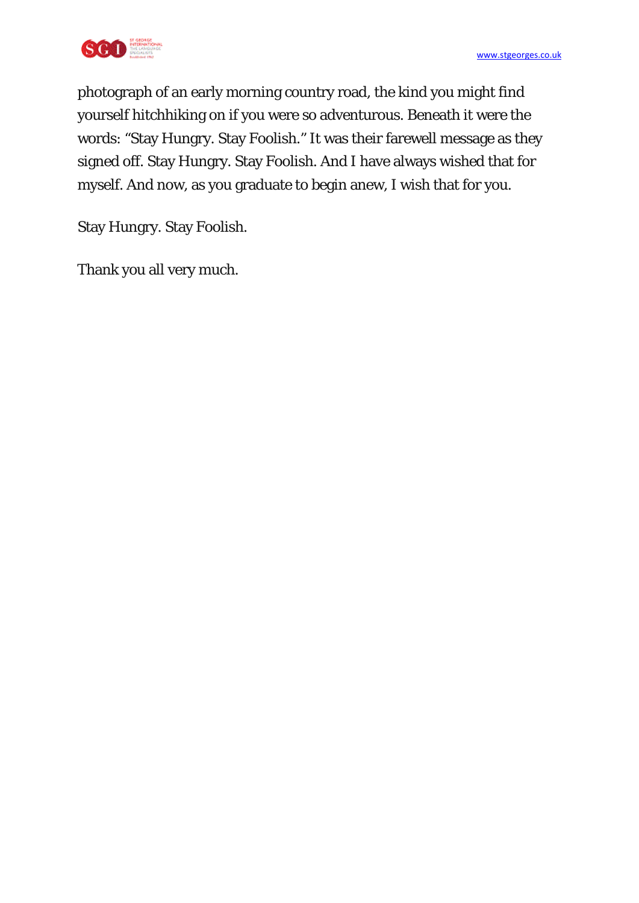photograph of an early morning country road, the kind you might find yourself hitchhiking on if you were so adventurous. Beneath it were the words: “Stay Hungry. Stay Foolish.” It was their farewell message as they signed off. Stay Hungry. Stay Foolish. And I have always wished that for myself. And now, as you graduate to begin anew, I wish that for you.

Stay Hungry. Stay Foolish.

Thank you all very much.